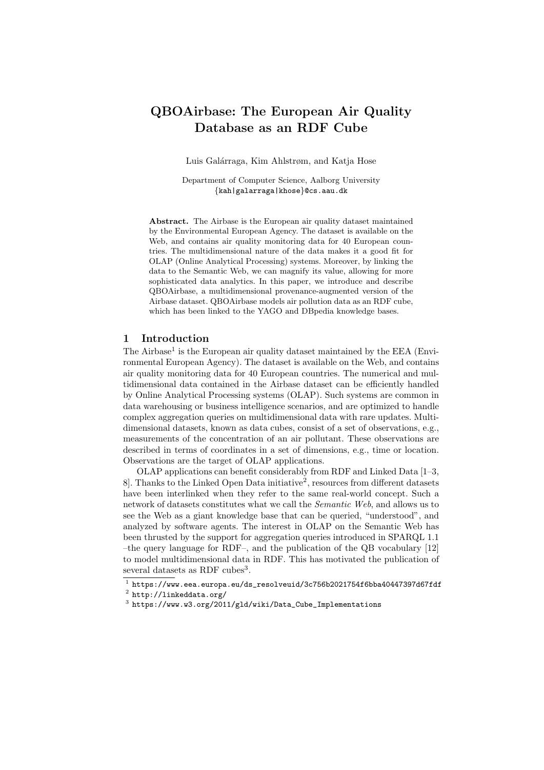# QBOAirbase: The European Air Quality Database as an RDF Cube

Luis Galárraga, Kim Ahlstrøm, and Katja Hose

Department of Computer Science, Aalborg University
{kah|galarraga|khose}@cs.aau.dk

**Abstract.** The Airbase is the European air quality dataset maintained by the Environmental European Agency. The dataset is available on the Web, and contains air quality monitoring data for 40 European countries. The multidimensional nature of the data makes it a good fit for OLAP (Online Analytical Processing) systems. Moreover, by linking the data to the Semantic Web, we can magnify its value, allowing for more sophisticated data analytics. In this paper, we introduce and describe QBOAirbase, a multidimensional provenance-augmented version of the Airbase dataset. QBOAirbase models air pollution data as an RDF cube, which has been linked to the YAGO and DBpedia knowledge bases.

## 1 Introduction

The Airbase[1] is the European air quality dataset maintained by the EEA (Environmental European Agency). The dataset is available on the Web, and contains air quality monitoring data for 40 European countries. The numerical and multidimensional data contained in the Airbase dataset can be efficiently handled by Online Analytical Processing systems (OLAP). Such systems are common in data warehousing or business intelligence scenarios, and are optimized to handle complex aggregation queries on multidimensional data with rare updates. Multidimensional datasets, known as data cubes, consist of a set of observations, e.g., measurements of the concentration of an air pollutant. These observations are described in terms of coordinates in a set of dimensions, e.g., time or location. Observations are the target of OLAP applications.

OLAP applications can benefit considerably from RDF and Linked Data [1–3, 8]. Thanks to the Linked Open Data initiative[2], resources from different datasets have been interlinked when they refer to the same real-world concept. Such a network of datasets constitutes what we call the *Semantic Web*, and allows us to see the Web as a giant knowledge base that can be queried, "understood", and analyzed by software agents. The interest in OLAP on the Semantic Web has been thrusted by the support for aggregation queries introduced in SPARQL 1.1 –the query language for RDF–, and the publication of the QB vocabulary [12] to model multidimensional data in RDF. This has motivated the publication of several datasets as RDF cubes[3].

[1] `https://www.eea.europa.eu/ds_resolveuid/3c756b2021754f6bba40447397d67fdf`
[2] `http://linkeddata.org/`
[3] `https://www.w3.org/2011/gld/wiki/Data_Cube_Implementations`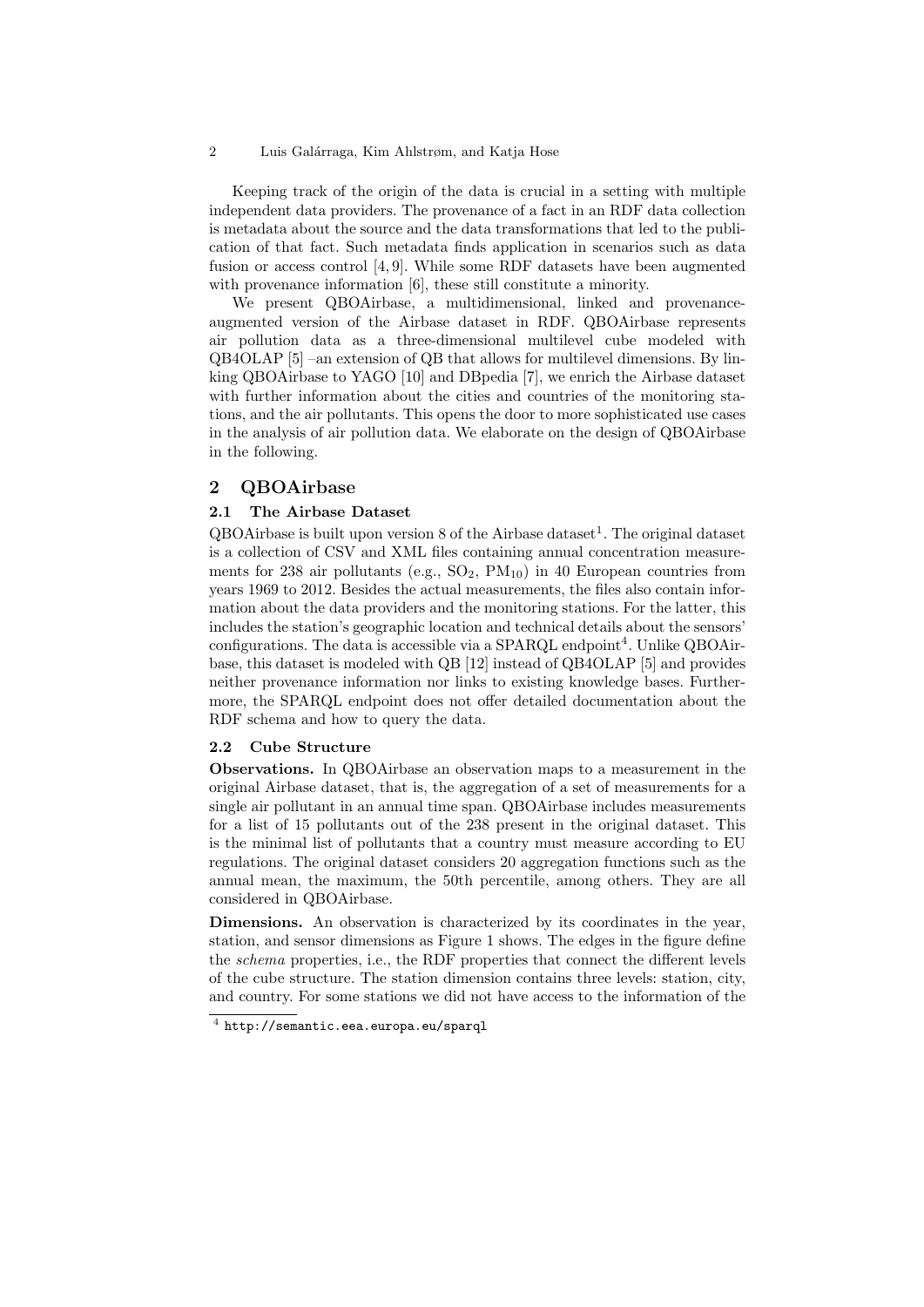Keeping track of the origin of the data is crucial in a setting with multiple independent data providers. The provenance of a fact in an RDF data collection is metadata about the source and the data transformations that led to the publication of that fact. Such metadata finds application in scenarios such as data fusion or access control [4, 9]. While some RDF datasets have been augmented with provenance information [6], these still constitute a minority.

We present QBOAirbase, a multidimensional, linked and provenance-augmented version of the Airbase dataset in RDF. QBOAirbase represents air pollution data as a three-dimensional multilevel cube modeled with QB4OLAP [5] –an extension of QB that allows for multilevel dimensions. By linking QBOAirbase to YAGO [10] and DBpedia [7], we enrich the Airbase dataset with further information about the cities and countries of the monitoring stations, and the air pollutants. This opens the door to more sophisticated use cases in the analysis of air pollution data. We elaborate on the design of QBOAirbase in the following.

## 2 QBOAirbase

### 2.1 The Airbase Dataset

QBOAirbase is built upon version 8 of the Airbase dataset[1]. The original dataset is a collection of CSV and XML files containing annual concentration measurements for 238 air pollutants (e.g., $SO_2$, $PM_{10}$) in 40 European countries from years 1969 to 2012. Besides the actual measurements, the files also contain information about the data providers and the monitoring stations. For the latter, this includes the station's geographic location and technical details about the sensors' configurations. The data is accessible via a SPARQL endpoint[4]. Unlike QBOAirbase, this dataset is modeled with QB [12] instead of QB4OLAP [5] and provides neither provenance information nor links to existing knowledge bases. Furthermore, the SPARQL endpoint does not offer detailed documentation about the RDF schema and how to query the data.

### 2.2 Cube Structure

**Observations.** In QBOAirbase an observation maps to a measurement in the original Airbase dataset, that is, the aggregation of a set of measurements for a single air pollutant in an annual time span. QBOAirbase includes measurements for a list of 15 pollutants out of the 238 present in the original dataset. This is the minimal list of pollutants that a country must measure according to EU regulations. The original dataset considers 20 aggregation functions such as the annual mean, the maximum, the 50th percentile, among others. They are all considered in QBOAirbase.

**Dimensions.** An observation is characterized by its coordinates in the year, station, and sensor dimensions as Figure 1 shows. The edges in the figure define the *schema* properties, i.e., the RDF properties that connect the different levels of the cube structure. The station dimension contains three levels: station, city, and country. For some stations we did not have access to the information of the

[4] http://semantic.eea.europa.eu/sparql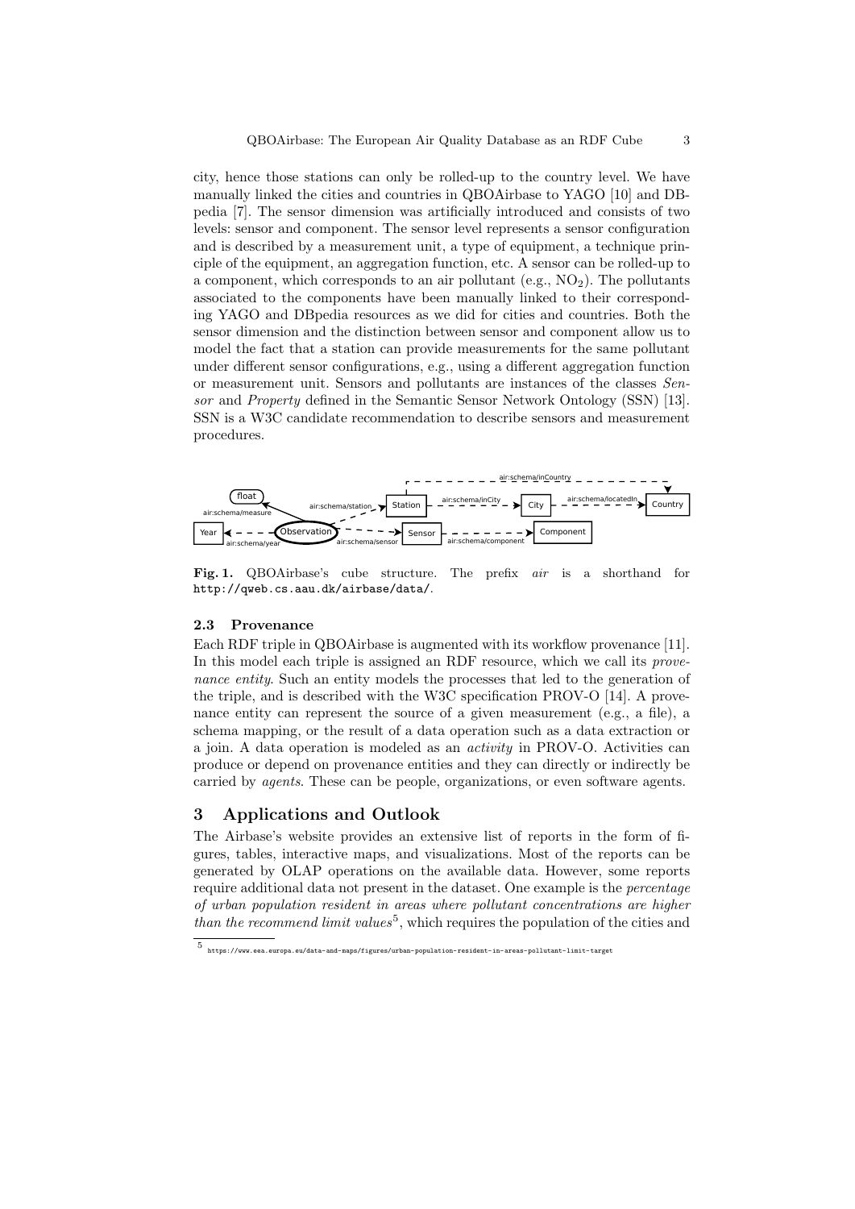city, hence those stations can only be rolled-up to the country level. We have manually linked the cities and countries in QBOAirbase to YAGO [10] and DBpedia [7]. The sensor dimension was artificially introduced and consists of two levels: sensor and component. The sensor level represents a sensor configuration and is described by a measurement unit, a type of equipment, a technique principle of the equipment, an aggregation function, etc. A sensor can be rolled-up to a component, which corresponds to an air pollutant (e.g., $NO_2$). The pollutants associated to the components have been manually linked to their corresponding YAGO and DBpedia resources as we did for cities and countries. Both the sensor dimension and the distinction between sensor and component allow us to model the fact that a station can provide measurements for the same pollutant under different sensor configurations, e.g., using a different aggregation function or measurement unit. Sensors and pollutants are instances of the classes *Sensor* and *Property* defined in the Semantic Sensor Network Ontology (SSN) [13]. SSN is a W3C candidate recommendation to describe sensors and measurement procedures.

air:schema/inCountry
float
air:schema/measure
air:schema/station
Station
air:schema/inCity
City
air:schema/locatedIn
Country
Year
Observation
air:schema/year
air:schema/sensor
Sensor
air:schema/component
Component

**Fig. 1.** QBOAirbase's cube structure. The prefix *air* is a shorthand for `http://qweb.cs.aau.dk/airbase/data/`.

### 2.3 Provenance

Each RDF triple in QBOAirbase is augmented with its workflow provenance [11]. In this model each triple is assigned an RDF resource, which we call its *provenance entity*. Such an entity models the processes that led to the generation of the triple, and is described with the W3C specification PROV-O [14]. A provenance entity can represent the source of a given measurement (e.g., a file), a schema mapping, or the result of a data operation such as a data extraction or a join. A data operation is modeled as an *activity* in PROV-O. Activities can produce or depend on provenance entities and they can directly or indirectly be carried by *agents*. These can be people, organizations, or even software agents.

## 3 Applications and Outlook

The Airbase's website provides an extensive list of reports in the form of figures, tables, interactive maps, and visualizations. Most of the reports can be generated by OLAP operations on the available data. However, some reports require additional data not present in the dataset. One example is the *percentage of urban population resident in areas where pollutant concentrations are higher than the recommend limit values*[5], which requires the population of the cities and

[5] https://www.eea.europa.eu/data-and-maps/figures/urban-population-resident-in-areas-pollutant-limit-target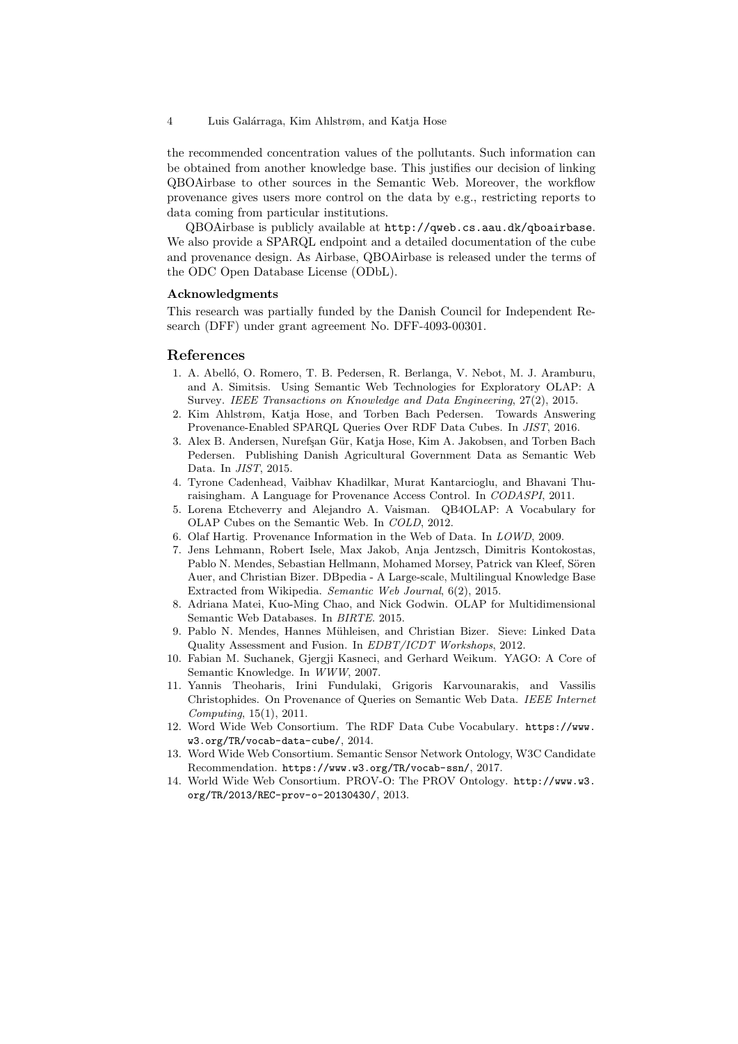the recommended concentration values of the pollutants. Such information can be obtained from another knowledge base. This justifies our decision of linking QBOAirbase to other sources in the Semantic Web. Moreover, the workflow provenance gives users more control on the data by e.g., restricting reports to data coming from particular institutions.

QBOAirbase is publicly available at `http://qweb.cs.aau.dk/qboairbase`. We also provide a SPARQL endpoint and a detailed documentation of the cube and provenance design. As Airbase, QBOAirbase is released under the terms of the ODC Open Database License (ODbL).

### Acknowledgments

This research was partially funded by the Danish Council for Independent Research (DFF) under grant agreement No. DFF-4093-00301.

## References

1. A. Abelló, O. Romero, T. B. Pedersen, R. Berlanga, V. Nebot, M. J. Aramburu, and A. Simitsis. Using Semantic Web Technologies for Exploratory OLAP: A Survey. *IEEE Transactions on Knowledge and Data Engineering*, 27(2), 2015.
2. Kim Ahlstrøm, Katja Hose, and Torben Bach Pedersen. Towards Answering Provenance-Enabled SPARQL Queries Over RDF Data Cubes. In *JIST*, 2016.
3. Alex B. Andersen, Nurefşan Gür, Katja Hose, Kim A. Jakobsen, and Torben Bach Pedersen. Publishing Danish Agricultural Government Data as Semantic Web Data. In *JIST*, 2015.
4. Tyrone Cadenhead, Vaibhav Khadilkar, Murat Kantarcioglu, and Bhavani Thuraisingham. A Language for Provenance Access Control. In *CODASPI*, 2011.
5. Lorena Etcheverry and Alejandro A. Vaisman. QB4OLAP: A Vocabulary for OLAP Cubes on the Semantic Web. In *COLD*, 2012.
6. Olaf Hartig. Provenance Information in the Web of Data. In *LOWD*, 2009.
7. Jens Lehmann, Robert Isele, Max Jakob, Anja Jentzsch, Dimitris Kontokostas, Pablo N. Mendes, Sebastian Hellmann, Mohamed Morsey, Patrick van Kleef, Sören Auer, and Christian Bizer. DBpedia - A Large-scale, Multilingual Knowledge Base Extracted from Wikipedia. *Semantic Web Journal*, 6(2), 2015.
8. Adriana Matei, Kuo-Ming Chao, and Nick Godwin. OLAP for Multidimensional Semantic Web Databases. In *BIRTE*. 2015.
9. Pablo N. Mendes, Hannes Mühleisen, and Christian Bizer. Sieve: Linked Data Quality Assessment and Fusion. In *EDBT/ICDT Workshops*, 2012.
10. Fabian M. Suchanek, Gjergji Kasneci, and Gerhard Weikum. YAGO: A Core of Semantic Knowledge. In *WWW*, 2007.
11. Yannis Theoharis, Irini Fundulaki, Grigoris Karvounarakis, and Vassilis Christophides. On Provenance of Queries on Semantic Web Data. *IEEE Internet Computing*, 15(1), 2011.
12. Word Wide Web Consortium. The RDF Data Cube Vocabulary. `https://www.w3.org/TR/vocab-data-cube/`, 2014.
13. Word Wide Web Consortium. Semantic Sensor Network Ontology, W3C Candidate Recommendation. `https://www.w3.org/TR/vocab-ssn/`, 2017.
14. World Wide Web Consortium. PROV-O: The PROV Ontology. `http://www.w3.org/TR/2013/REC-prov-o-20130430/`, 2013.